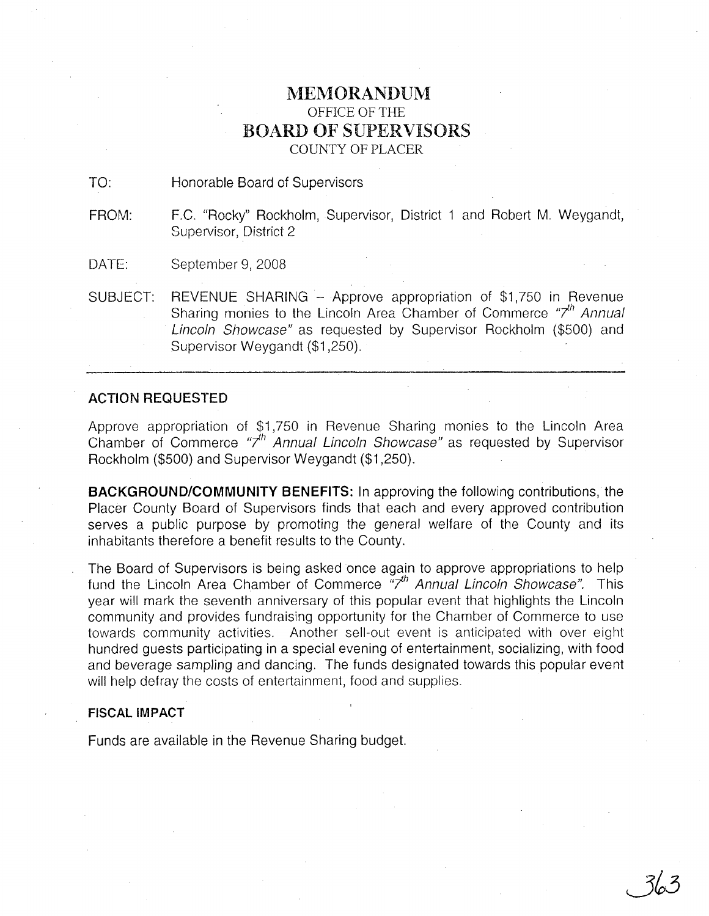# MEMORANDUM

OFFICE OF THE

## BOARD OF SUPERVISORS

COUNTY OF PLACER

TO: Honorable Board of Supervisors

FROM: F.C. "Rocky" Rockholm, Supervisor, District 1 and Robert M. Weygandt, Supervisor, District 2

DATE: September 9, 2008

SUBJECT: REVENUE SHARING – Approve appropriation of $1,750 in Revenue Sharing monies to the Lincoln Area Chamber of Commerce *"7th Annual Lincoln Showcase"* as requested by Supervisor Rockholm ($500) and Supervisor Weygandt ($1,250).

---

**ACTION REQUESTED**

Approve appropriation of $1,750 in Revenue Sharing monies to the Lincoln Area Chamber of Commerce *"7th Annual Lincoln Showcase"* as requested by Supervisor Rockholm ($500) and Supervisor Weygandt ($1,250).

**BACKGROUND/COMMUNITY BENEFITS:** In approving the following contributions, the Placer County Board of Supervisors finds that each and every approved contribution serves a public purpose by promoting the general welfare of the County and its inhabitants therefore a benefit results to the County.

The Board of Supervisors is being asked once again to approve appropriations to help fund the Lincoln Area Chamber of Commerce *"7th Annual Lincoln Showcase".* This year will mark the seventh anniversary of this popular event that highlights the Lincoln community and provides fundraising opportunity for the Chamber of Commerce to use towards community activities. Another sell-out event is anticipated with over eight hundred guests participating in a special evening of entertainment, socializing, with food and beverage sampling and dancing. The funds designated towards this popular event will help defray the costs of entertainment, food and supplies.

**FISCAL IMPACT**

Funds are available in the Revenue Sharing budget.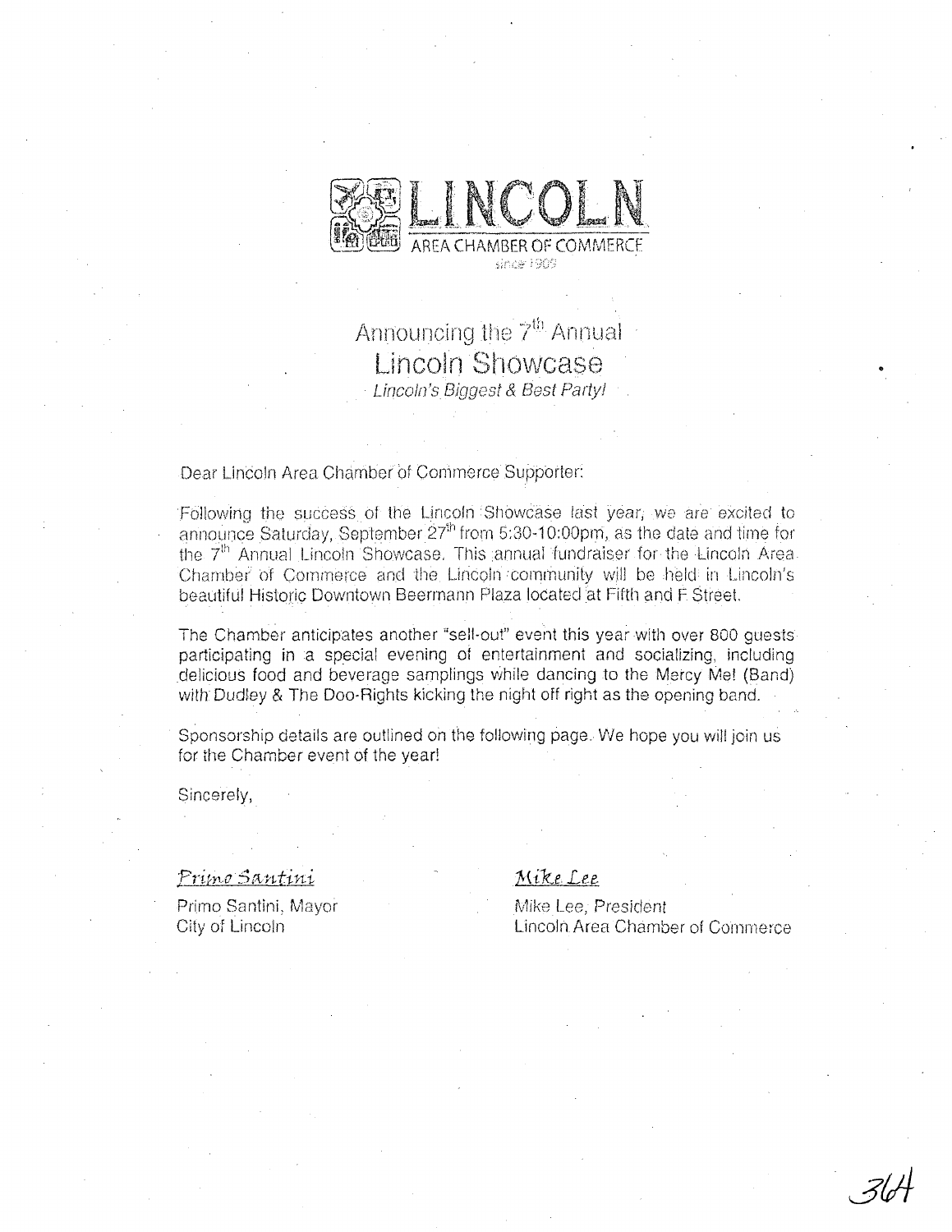# LINCOLN

AREA CHAMBER OF COMMERCE

since 1909

## Announcing the 7th Annual Lincoln Showcase

*Lincoln's Biggest & Best Party!*

Dear Lincoln Area Chamber of Commerce Supporter:

Following the success of the Lincoln Showcase last year, we are excited to announce Saturday, September 27th from 5:30-10:00pm, as the date and time for the 7th Annual Lincoln Showcase. This annual fundraiser for the Lincoln Area Chamber of Commerce and the Lincoln community will be held in Lincoln's beautiful Historic Downtown Beermann Plaza located at Fifth and F Street.

The Chamber anticipates another "sell-out" event this year with over 800 guests participating in a special evening of entertainment and socializing, including delicious food and beverage samplings while dancing to the Mercy Me! (Band) with Dudley & The Doo-Rights kicking the night off right as the opening band.

Sponsorship details are outlined on the following page. We hope you will join us for the Chamber event of the year!

Sincerely,

*Primo Santini*

Primo Santini, Mayor
City of Lincoln

*Mike Lee*

Mike Lee, President
Lincoln Area Chamber of Commerce